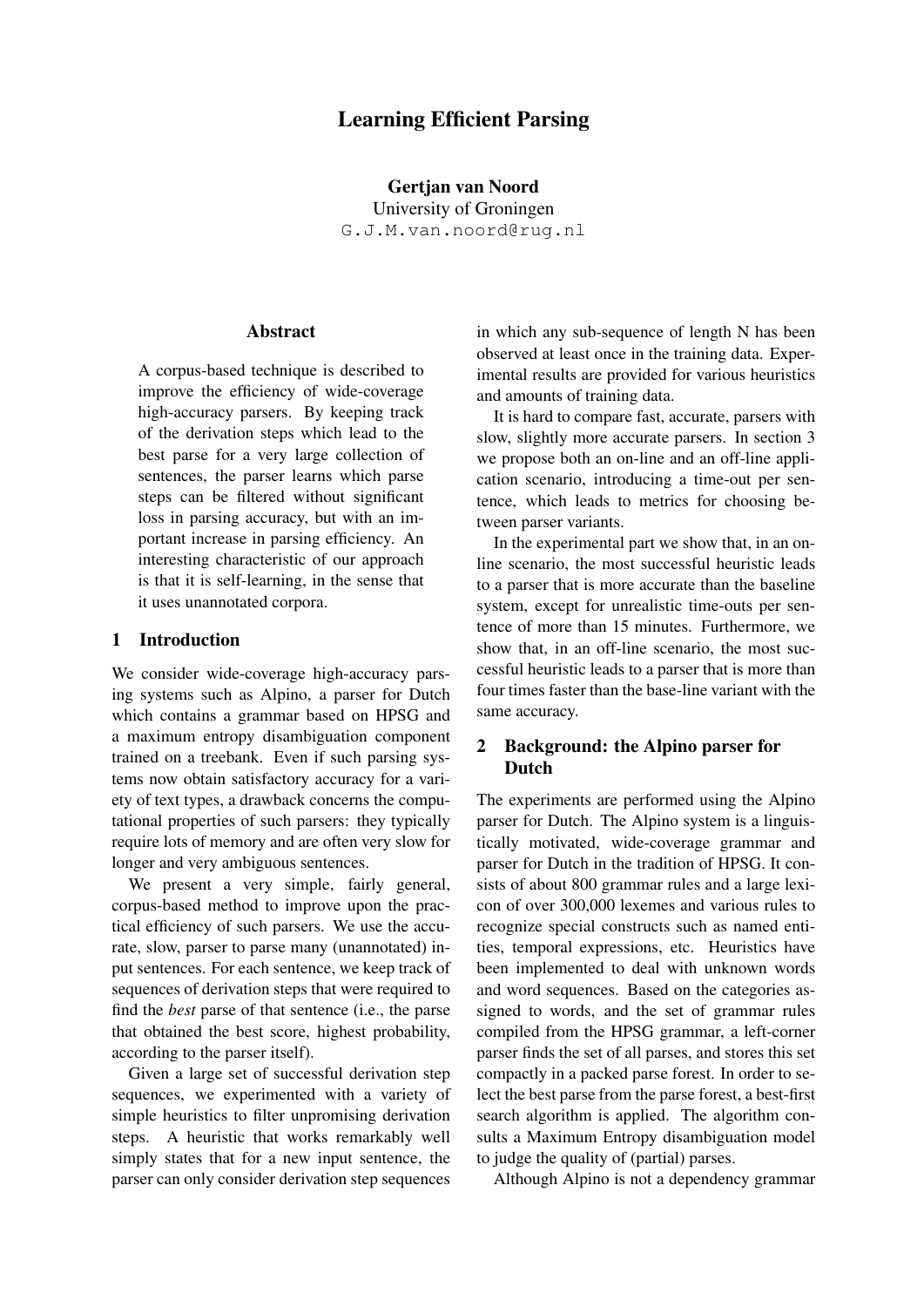# Learning Efficient Parsing

**Gertjan van Noord**
University of Groningen
G.J.M.van.noord@rug.nl

## Abstract

A corpus-based technique is described to improve the efficiency of wide-coverage high-accuracy parsers. By keeping track of the derivation steps which lead to the best parse for a very large collection of sentences, the parser learns which parse steps can be filtered without significant loss in parsing accuracy, but with an important increase in parsing efficiency. An interesting characteristic of our approach is that it is self-learning, in the sense that it uses unannotated corpora.

## 1 Introduction

We consider wide-coverage high-accuracy parsing systems such as Alpino, a parser for Dutch which contains a grammar based on HPSG and a maximum entropy disambiguation component trained on a treebank. Even if such parsing systems now obtain satisfactory accuracy for a variety of text types, a drawback concerns the computational properties of such parsers: they typically require lots of memory and are often very slow for longer and very ambiguous sentences.

We present a very simple, fairly general, corpus-based method to improve upon the practical efficiency of such parsers. We use the accurate, slow, parser to parse many (unannotated) input sentences. For each sentence, we keep track of sequences of derivation steps that were required to find the *best* parse of that sentence (i.e., the parse that obtained the best score, highest probability, according to the parser itself).

Given a large set of successful derivation step sequences, we experimented with a variety of simple heuristics to filter unpromising derivation steps. A heuristic that works remarkably well simply states that for a new input sentence, the parser can only consider derivation step sequences in which any sub-sequence of length N has been observed at least once in the training data. Experimental results are provided for various heuristics and amounts of training data.

It is hard to compare fast, accurate, parsers with slow, slightly more accurate parsers. In section 3 we propose both an on-line and an off-line application scenario, introducing a time-out per sentence, which leads to metrics for choosing between parser variants.

In the experimental part we show that, in an on-line scenario, the most successful heuristic leads to a parser that is more accurate than the baseline system, except for unrealistic time-outs per sentence of more than 15 minutes. Furthermore, we show that, in an off-line scenario, the most successful heuristic leads to a parser that is more than four times faster than the base-line variant with the same accuracy.

## 2 Background: the Alpino parser for Dutch

The experiments are performed using the Alpino parser for Dutch. The Alpino system is a linguistically motivated, wide-coverage grammar and parser for Dutch in the tradition of HPSG. It consists of about 800 grammar rules and a large lexicon of over 300,000 lexemes and various rules to recognize special constructs such as named entities, temporal expressions, etc. Heuristics have been implemented to deal with unknown words and word sequences. Based on the categories assigned to words, and the set of grammar rules compiled from the HPSG grammar, a left-corner parser finds the set of all parses, and stores this set compactly in a packed parse forest. In order to select the best parse from the parse forest, a best-first search algorithm is applied. The algorithm consults a Maximum Entropy disambiguation model to judge the quality of (partial) parses.

Although Alpino is not a dependency grammar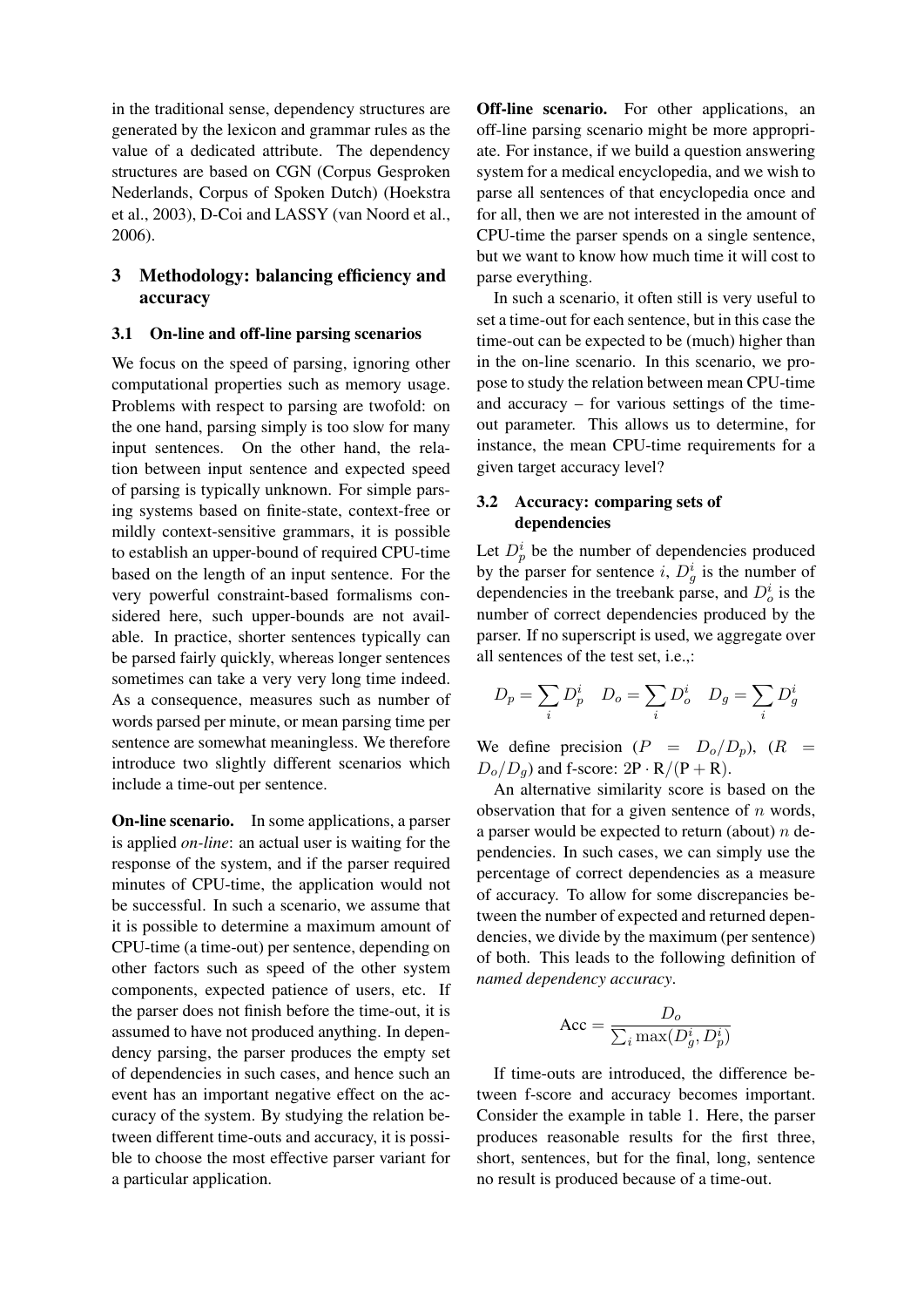in the traditional sense, dependency structures are generated by the lexicon and grammar rules as the value of a dedicated attribute. The dependency structures are based on CGN (Corpus Gesproken Nederlands, Corpus of Spoken Dutch) (Hoekstra et al., 2003), D-Coi and LASSY (van Noord et al., 2006).

## 3 Methodology: balancing efficiency and accuracy

### 3.1 On-line and off-line parsing scenarios

We focus on the speed of parsing, ignoring other computational properties such as memory usage. Problems with respect to parsing are twofold: on the one hand, parsing simply is too slow for many input sentences. On the other hand, the relation between input sentence and expected speed of parsing is typically unknown. For simple parsing systems based on finite-state, context-free or mildly context-sensitive grammars, it is possible to establish an upper-bound of required CPU-time based on the length of an input sentence. For the very powerful constraint-based formalisms considered here, such upper-bounds are not available. In practice, shorter sentences typically can be parsed fairly quickly, whereas longer sentences sometimes can take a very very long time indeed. As a consequence, measures such as number of words parsed per minute, or mean parsing time per sentence are somewhat meaningless. We therefore introduce two slightly different scenarios which include a time-out per sentence.

**On-line scenario.** In some applications, a parser is applied *on-line*: an actual user is waiting for the response of the system, and if the parser required minutes of CPU-time, the application would not be successful. In such a scenario, we assume that it is possible to determine a maximum amount of CPU-time (a time-out) per sentence, depending on other factors such as speed of the other system components, expected patience of users, etc. If the parser does not finish before the time-out, it is assumed to have not produced anything. In dependency parsing, the parser produces the empty set of dependencies in such cases, and hence such an event has an important negative effect on the accuracy of the system. By studying the relation between different time-outs and accuracy, it is possible to choose the most effective parser variant for a particular application.

**Off-line scenario.** For other applications, an off-line parsing scenario might be more appropriate. For instance, if we build a question answering system for a medical encyclopedia, and we wish to parse all sentences of that encyclopedia once and for all, then we are not interested in the amount of CPU-time the parser spends on a single sentence, but we want to know how much time it will cost to parse everything.

In such a scenario, it often still is very useful to set a time-out for each sentence, but in this case the time-out can be expected to be (much) higher than in the on-line scenario. In this scenario, we propose to study the relation between mean CPU-time and accuracy – for various settings of the time-out parameter. This allows us to determine, for instance, the mean CPU-time requirements for a given target accuracy level?

### 3.2 Accuracy: comparing sets of dependencies

Let $D_p^i$ be the number of dependencies produced by the parser for sentence $i$, $D_g^i$ is the number of dependencies in the treebank parse, and $D_o^i$ is the number of correct dependencies produced by the parser. If no superscript is used, we aggregate over all sentences of the test set, i.e.,:

$$D_p = \sum_i D_p^i \quad D_o = \sum_i D_o^i \quad D_g = \sum_i D_g^i$$

We define precision ($P = D_o/D_p$), ($R = D_o/D_g$) and f-score: $2\mathrm{P} \cdot \mathrm{R}/(\mathrm{P} + \mathrm{R})$.

An alternative similarity score is based on the observation that for a given sentence of $n$ words, a parser would be expected to return (about) $n$ dependencies. In such cases, we can simply use the percentage of correct dependencies as a measure of accuracy. To allow for some discrepancies between the number of expected and returned dependencies, we divide by the maximum (per sentence) of both. This leads to the following definition of *named dependency accuracy*.

$$\mathrm{Acc} = \frac{D_o}{\sum_i \max(D_g^i, D_p^i)}$$

If time-outs are introduced, the difference between f-score and accuracy becomes important. Consider the example in table 1. Here, the parser produces reasonable results for the first three, short, sentences, but for the final, long, sentence no result is produced because of a time-out.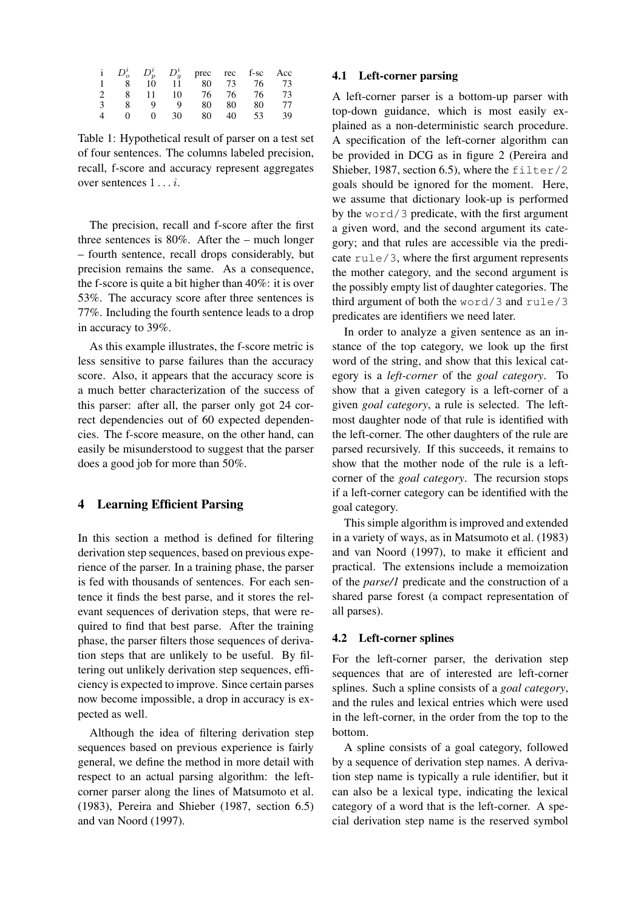| i | $D_o^i$ | $D_p^i$ | $D_g^i$ | prec | rec | f-sc | Acc |
|---|---|---|---|---|---|---|---|
| 1 | 8 | 10 | 11 | 80 | 73 | 76 | 73 |
| 2 | 8 | 11 | 10 | 76 | 76 | 76 | 73 |
| 3 | 8 | 9 | 9 | 80 | 80 | 80 | 77 |
| 4 | 0 | 0 | 30 | 80 | 40 | 53 | 39 |

Table 1: Hypothetical result of parser on a test set of four sentences. The columns labeled precision, recall, f-score and accuracy represent aggregates over sentences $1 \ldots i$.

The precision, recall and f-score after the first three sentences is 80%. After the – much longer – fourth sentence, recall drops considerably, but precision remains the same. As a consequence, the f-score is quite a bit higher than 40%: it is over 53%. The accuracy score after three sentences is 77%. Including the fourth sentence leads to a drop in accuracy to 39%.

As this example illustrates, the f-score metric is less sensitive to parse failures than the accuracy score. Also, it appears that the accuracy score is a much better characterization of the success of this parser: after all, the parser only got 24 correct dependencies out of 60 expected dependencies. The f-score measure, on the other hand, can easily be misunderstood to suggest that the parser does a good job for more than 50%.

## 4 Learning Efficient Parsing

In this section a method is defined for filtering derivation step sequences, based on previous experience of the parser. In a training phase, the parser is fed with thousands of sentences. For each sentence it finds the best parse, and it stores the relevant sequences of derivation steps, that were required to find that best parse. After the training phase, the parser filters those sequences of derivation steps that are unlikely to be useful. By filtering out unlikely derivation step sequences, efficiency is expected to improve. Since certain parses now become impossible, a drop in accuracy is expected as well.

Although the idea of filtering derivation step sequences based on previous experience is fairly general, we define the method in more detail with respect to an actual parsing algorithm: the left-corner parser along the lines of Matsumoto et al. (1983), Pereira and Shieber (1987, section 6.5) and van Noord (1997).

### 4.1 Left-corner parsing

A left-corner parser is a bottom-up parser with top-down guidance, which is most easily explained as a non-deterministic search procedure. A specification of the left-corner algorithm can be provided in DCG as in figure 2 (Pereira and Shieber, 1987, section 6.5), where the `filter/2` goals should be ignored for the moment. Here, we assume that dictionary look-up is performed by the `word/3` predicate, with the first argument a given word, and the second argument its category; and that rules are accessible via the predicate `rule/3`, where the first argument represents the mother category, and the second argument is the possibly empty list of daughter categories. The third argument of both the `word/3` and `rule/3` predicates are identifiers we need later.

In order to analyze a given sentence as an instance of the top category, we look up the first word of the string, and show that this lexical category is a *left-corner* of the *goal category*. To show that a given category is a left-corner of a given *goal category*, a rule is selected. The leftmost daughter node of that rule is identified with the left-corner. The other daughters of the rule are parsed recursively. If this succeeds, it remains to show that the mother node of the rule is a left-corner of the *goal category*. The recursion stops if a left-corner category can be identified with the goal category.

This simple algorithm is improved and extended in a variety of ways, as in Matsumoto et al. (1983) and van Noord (1997), to make it efficient and practical. The extensions include a memoization of the *parse/1* predicate and the construction of a shared parse forest (a compact representation of all parses).

### 4.2 Left-corner splines

For the left-corner parser, the derivation step sequences that are of interested are left-corner splines. Such a spline consists of a *goal category*, and the rules and lexical entries which were used in the left-corner, in the order from the top to the bottom.

A spline consists of a goal category, followed by a sequence of derivation step names. A derivation step name is typically a rule identifier, but it can also be a lexical type, indicating the lexical category of a word that is the left-corner. A special derivation step name is the reserved symbol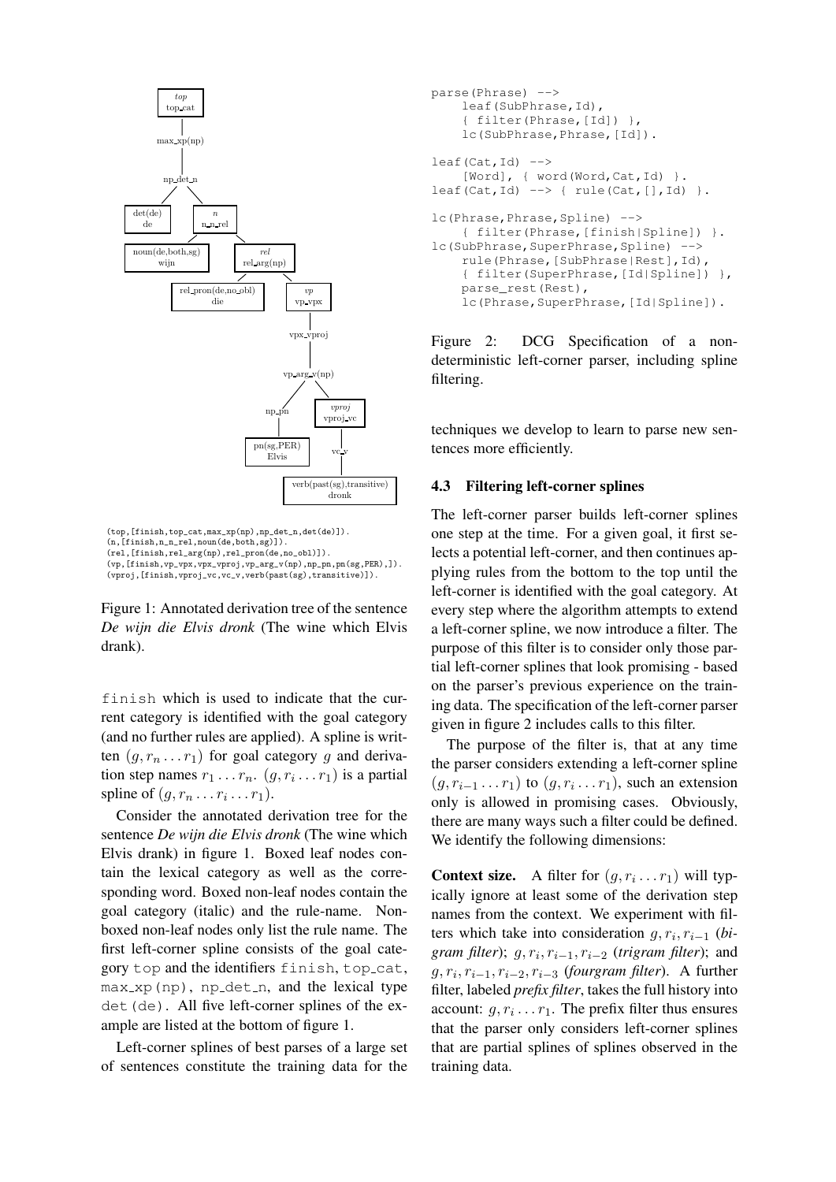```
(top,[finish,top_cat,max_xp(np),np_det_n,det(de)]).
(n,[finish,n_n_rel,noun(de,both,sg)]).
(rel,[finish,rel_arg(np),rel_pron(de,no_obl)]).
(vp,[finish,vp_vpx,vpx_vproj,vp_arg_v(np),np_pn,pn(sg,PER),]).
(vproj,[finish,vproj_vc,vc_v,verb(past(sg),transitive)]).
```

Figure 1: Annotated derivation tree of the sentence *De wijn die Elvis dronk* (The wine which Elvis drank).

finish which is used to indicate that the current category is identified with the goal category (and no further rules are applied). A spline is written $(g, r_n \ldots r_1)$ for goal category $g$ and derivation step names $r_1 \ldots r_n$. $(g, r_i \ldots r_1)$ is a partial spline of $(g, r_n \ldots r_i \ldots r_1)$.

Consider the annotated derivation tree for the sentence *De wijn die Elvis dronk* (The wine which Elvis drank) in figure 1. Boxed leaf nodes contain the lexical category as well as the corresponding word. Boxed non-leaf nodes contain the goal category (italic) and the rule-name. Non-boxed non-leaf nodes only list the rule name. The first left-corner spline consists of the goal category top and the identifiers finish, top_cat, max_xp(np), np_det_n, and the lexical type det(de). All five left-corner splines of the example are listed at the bottom of figure 1.

Left-corner splines of best parses of a large set of sentences constitute the training data for the techniques we develop to learn to parse new sentences more efficiently.

```
parse(Phrase) -->
    leaf(SubPhrase,Id),
    { filter(Phrase,[Id]) },
    lc(SubPhrase,Phrase,[Id]).

leaf(Cat,Id) -->
    [Word], { word(Word,Cat,Id) }.
leaf(Cat,Id) --> { rule(Cat,[],Id) }.

lc(Phrase,Phrase,Spline) -->
    { filter(Phrase,[finish|Spline]) }.
lc(SubPhrase,SuperPhrase,Spline) -->
    rule(Phrase,[SubPhrase|Rest],Id),
    { filter(SuperPhrase,[Id|Spline]) },
    parse_rest(Rest),
    lc(Phrase,SuperPhrase,[Id|Spline]).
```

Figure 2: DCG Specification of a non-deterministic left-corner parser, including spline filtering.

### 4.3 Filtering left-corner splines

The left-corner parser builds left-corner splines one step at the time. For a given goal, it first selects a potential left-corner, and then continues applying rules from the bottom to the top until the left-corner is identified with the goal category. At every step where the algorithm attempts to extend a left-corner spline, we now introduce a filter. The purpose of this filter is to consider only those partial left-corner splines that look promising - based on the parser's previous experience on the training data. The specification of the left-corner parser given in figure 2 includes calls to this filter.

The purpose of the filter is, that at any time the parser considers extending a left-corner spline $(g, r_{i-1} \ldots r_1)$ to $(g, r_i \ldots r_1)$, such an extension only is allowed in promising cases. Obviously, there are many ways such a filter could be defined. We identify the following dimensions:

**Context size.** A filter for $(g, r_i \ldots r_1)$ will typically ignore at least some of the derivation step names from the context. We experiment with filters which take into consideration $g, r_i, r_{i-1}$ (*bigram filter*); $g, r_i, r_{i-1}, r_{i-2}$ (*trigram filter*); and $g, r_i, r_{i-1}, r_{i-2}, r_{i-3}$ (*fourgram filter*). A further filter, labeled *prefix filter*, takes the full history into account: $g, r_i \ldots r_1$. The prefix filter thus ensures that the parser only considers left-corner splines that are partial splines of splines observed in the training data.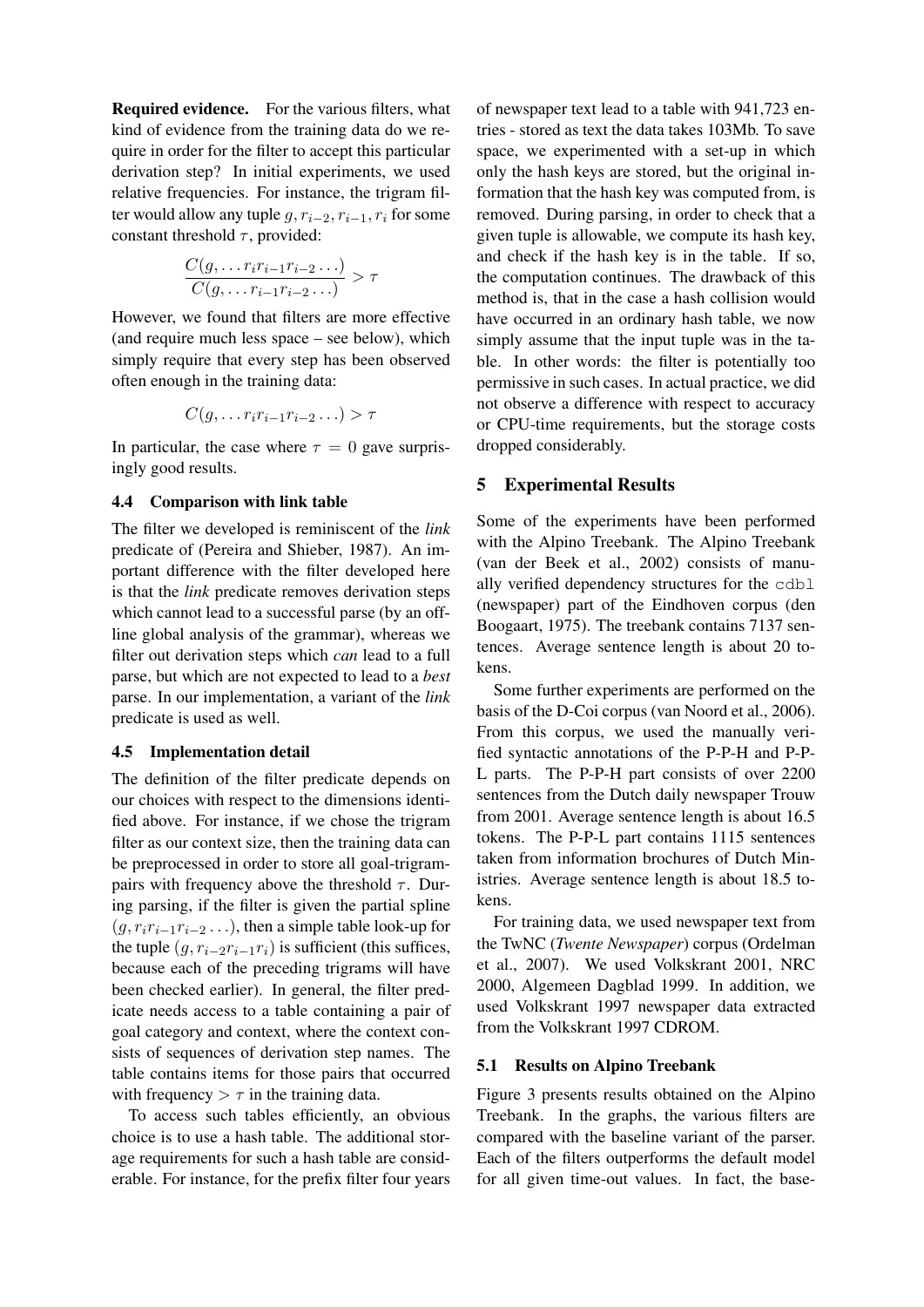**Required evidence.** For the various filters, what kind of evidence from the training data do we require in order for the filter to accept this particular derivation step? In initial experiments, we used relative frequencies. For instance, the trigram filter would allow any tuple $g, r_{i-2}, r_{i-1}, r_i$ for some constant threshold $\tau$, provided:

$$\frac{C(g, \ldots r_i r_{i-1} r_{i-2} \ldots)}{C(g, \ldots r_{i-1} r_{i-2} \ldots)} > \tau$$

However, we found that filters are more effective (and require much less space – see below), which simply require that every step has been observed often enough in the training data:

$$C(g, \ldots r_i r_{i-1} r_{i-2} \ldots) > \tau$$

In particular, the case where $\tau = 0$ gave surprisingly good results.

### 4.4 Comparison with link table

The filter we developed is reminiscent of the *link* predicate of (Pereira and Shieber, 1987). An important difference with the filter developed here is that the *link* predicate removes derivation steps which cannot lead to a successful parse (by an off-line global analysis of the grammar), whereas we filter out derivation steps which *can* lead to a full parse, but which are not expected to lead to a *best* parse. In our implementation, a variant of the *link* predicate is used as well.

### 4.5 Implementation detail

The definition of the filter predicate depends on our choices with respect to the dimensions identified above. For instance, if we chose the trigram filter as our context size, then the training data can be preprocessed in order to store all goal-trigram-pairs with frequency above the threshold $\tau$. During parsing, if the filter is given the partial spline $(g, r_i r_{i-1} r_{i-2} \ldots)$, then a simple table look-up for the tuple $(g, r_{i-2} r_{i-1} r_i)$ is sufficient (this suffices, because each of the preceding trigrams will have been checked earlier). In general, the filter predicate needs access to a table containing a pair of goal category and context, where the context consists of sequences of derivation step names. The table contains items for those pairs that occurred with frequency $> \tau$ in the training data.

To access such tables efficiently, an obvious choice is to use a hash table. The additional storage requirements for such a hash table are considerable. For instance, for the prefix filter four years of newspaper text lead to a table with 941,723 entries - stored as text the data takes 103Mb. To save space, we experimented with a set-up in which only the hash keys are stored, but the original information that the hash key was computed from, is removed. During parsing, in order to check that a given tuple is allowable, we compute its hash key, and check if the hash key is in the table. If so, the computation continues. The drawback of this method is, that in the case a hash collision would have occurred in an ordinary hash table, we now simply assume that the input tuple was in the table. In other words: the filter is potentially too permissive in such cases. In actual practice, we did not observe a difference with respect to accuracy or CPU-time requirements, but the storage costs dropped considerably.

## 5 Experimental Results

Some of the experiments have been performed with the Alpino Treebank. The Alpino Treebank (van der Beek et al., 2002) consists of manually verified dependency structures for the `cdbl` (newspaper) part of the Eindhoven corpus (den Boogaart, 1975). The treebank contains 7137 sentences. Average sentence length is about 20 tokens.

Some further experiments are performed on the basis of the D-Coi corpus (van Noord et al., 2006). From this corpus, we used the manually verified syntactic annotations of the P-P-H and P-P-L parts. The P-P-H part consists of over 2200 sentences from the Dutch daily newspaper Trouw from 2001. Average sentence length is about 16.5 tokens. The P-P-L part contains 1115 sentences taken from information brochures of Dutch Ministries. Average sentence length is about 18.5 tokens.

For training data, we used newspaper text from the TwNC (*Twente Newspaper*) corpus (Ordelman et al., 2007). We used Volkskrant 2001, NRC 2000, Algemeen Dagblad 1999. In addition, we used Volkskrant 1997 newspaper data extracted from the Volkskrant 1997 CDROM.

### 5.1 Results on Alpino Treebank

Figure 3 presents results obtained on the Alpino Treebank. In the graphs, the various filters are compared with the baseline variant of the parser. Each of the filters outperforms the default model for all given time-out values. In fact, the base-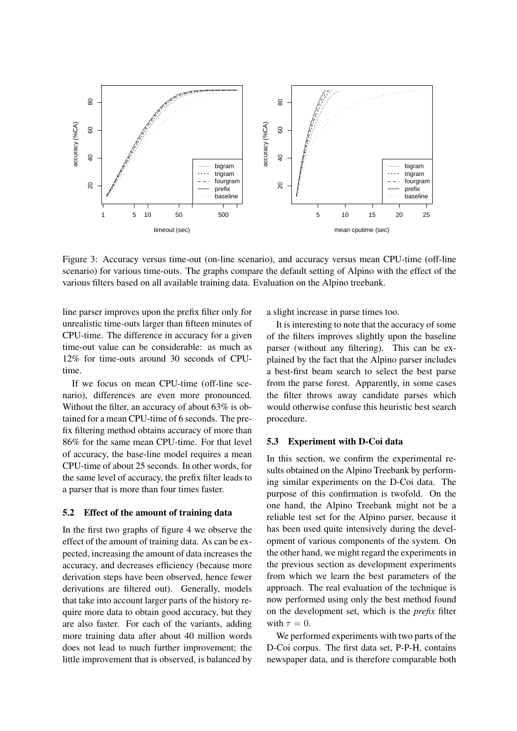Figure 3: Accuracy versus time-out (on-line scenario), and accuracy versus mean CPU-time (off-line scenario) for various time-outs. The graphs compare the default setting of Alpino with the effect of the various filters based on all available training data. Evaluation on the Alpino treebank.

line parser improves upon the prefix filter only for unrealistic time-outs larger than fifteen minutes of CPU-time. The difference in accuracy for a given time-out value can be considerable: as much as 12% for time-outs around 30 seconds of CPU-time.

If we focus on mean CPU-time (off-line scenario), differences are even more pronounced. Without the filter, an accuracy of about 63% is obtained for a mean CPU-time of 6 seconds. The prefix filtering method obtains accuracy of more than 86% for the same mean CPU-time. For that level of accuracy, the base-line model requires a mean CPU-time of about 25 seconds. In other words, for the same level of accuracy, the prefix filter leads to a parser that is more than four times faster.

### 5.2 Effect of the amount of training data

In the first two graphs of figure 4 we observe the effect of the amount of training data. As can be expected, increasing the amount of data increases the accuracy, and decreases efficiency (because more derivation steps have been observed, hence fewer derivations are filtered out). Generally, models that take into account larger parts of the history require more data to obtain good accuracy, but they are also faster. For each of the variants, adding more training data after about 40 million words does not lead to much further improvement; the little improvement that is observed, is balanced by a slight increase in parse times too.

It is interesting to note that the accuracy of some of the filters improves slightly upon the baseline parser (without any filtering). This can be explained by the fact that the Alpino parser includes a best-first beam search to select the best parse from the parse forest. Apparently, in some cases the filter throws away candidate parses which would otherwise confuse this heuristic best search procedure.

### 5.3 Experiment with D-Coi data

In this section, we confirm the experimental results obtained on the Alpino Treebank by performing similar experiments on the D-Coi data. The purpose of this confirmation is twofold. On the one hand, the Alpino Treebank might not be a reliable test set for the Alpino parser, because it has been used quite intensively during the development of various components of the system. On the other hand, we might regard the experiments in the previous section as development experiments from which we learn the best parameters of the approach. The real evaluation of the technique is now performed using only the best method found on the development set, which is the *prefix* filter with $\tau = 0$.

We performed experiments with two parts of the D-Coi corpus. The first data set, P-P-H, contains newspaper data, and is therefore comparable both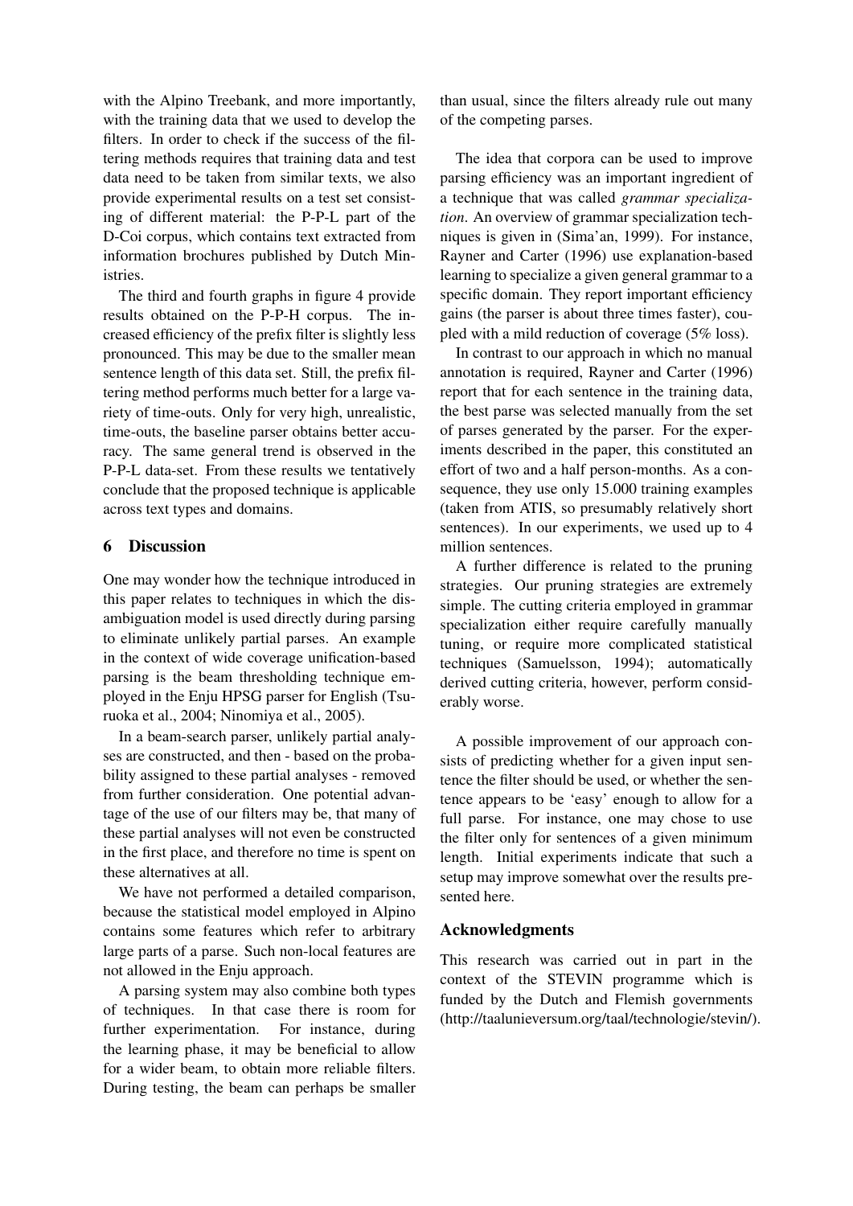with the Alpino Treebank, and more importantly, with the training data that we used to develop the filters. In order to check if the success of the filtering methods requires that training data and test data need to be taken from similar texts, we also provide experimental results on a test set consisting of different material: the P-P-L part of the D-Coi corpus, which contains text extracted from information brochures published by Dutch Ministries.

The third and fourth graphs in figure 4 provide results obtained on the P-P-H corpus. The increased efficiency of the prefix filter is slightly less pronounced. This may be due to the smaller mean sentence length of this data set. Still, the prefix filtering method performs much better for a large variety of time-outs. Only for very high, unrealistic, time-outs, the baseline parser obtains better accuracy. The same general trend is observed in the P-P-L data-set. From these results we tentatively conclude that the proposed technique is applicable across text types and domains.

## 6 Discussion

One may wonder how the technique introduced in this paper relates to techniques in which the disambiguation model is used directly during parsing to eliminate unlikely partial parses. An example in the context of wide coverage unification-based parsing is the beam thresholding technique employed in the Enju HPSG parser for English (Tsuruoka et al., 2004; Ninomiya et al., 2005).

In a beam-search parser, unlikely partial analyses are constructed, and then - based on the probability assigned to these partial analyses - removed from further consideration. One potential advantage of the use of our filters may be, that many of these partial analyses will not even be constructed in the first place, and therefore no time is spent on these alternatives at all.

We have not performed a detailed comparison, because the statistical model employed in Alpino contains some features which refer to arbitrary large parts of a parse. Such non-local features are not allowed in the Enju approach.

A parsing system may also combine both types of techniques. In that case there is room for further experimentation. For instance, during the learning phase, it may be beneficial to allow for a wider beam, to obtain more reliable filters. During testing, the beam can perhaps be smaller than usual, since the filters already rule out many of the competing parses.

The idea that corpora can be used to improve parsing efficiency was an important ingredient of a technique that was called *grammar specialization*. An overview of grammar specialization techniques is given in (Sima'an, 1999). For instance, Rayner and Carter (1996) use explanation-based learning to specialize a given general grammar to a specific domain. They report important efficiency gains (the parser is about three times faster), coupled with a mild reduction of coverage (5% loss).

In contrast to our approach in which no manual annotation is required, Rayner and Carter (1996) report that for each sentence in the training data, the best parse was selected manually from the set of parses generated by the parser. For the experiments described in the paper, this constituted an effort of two and a half person-months. As a consequence, they use only 15.000 training examples (taken from ATIS, so presumably relatively short sentences). In our experiments, we used up to 4 million sentences.

A further difference is related to the pruning strategies. Our pruning strategies are extremely simple. The cutting criteria employed in grammar specialization either require carefully manually tuning, or require more complicated statistical techniques (Samuelsson, 1994); automatically derived cutting criteria, however, perform considerably worse.

A possible improvement of our approach consists of predicting whether for a given input sentence the filter should be used, or whether the sentence appears to be 'easy' enough to allow for a full parse. For instance, one may chose to use the filter only for sentences of a given minimum length. Initial experiments indicate that such a setup may improve somewhat over the results presented here.

## Acknowledgments

This research was carried out in part in the context of the STEVIN programme which is funded by the Dutch and Flemish governments (http://taalunieversum.org/taal/technologie/stevin/).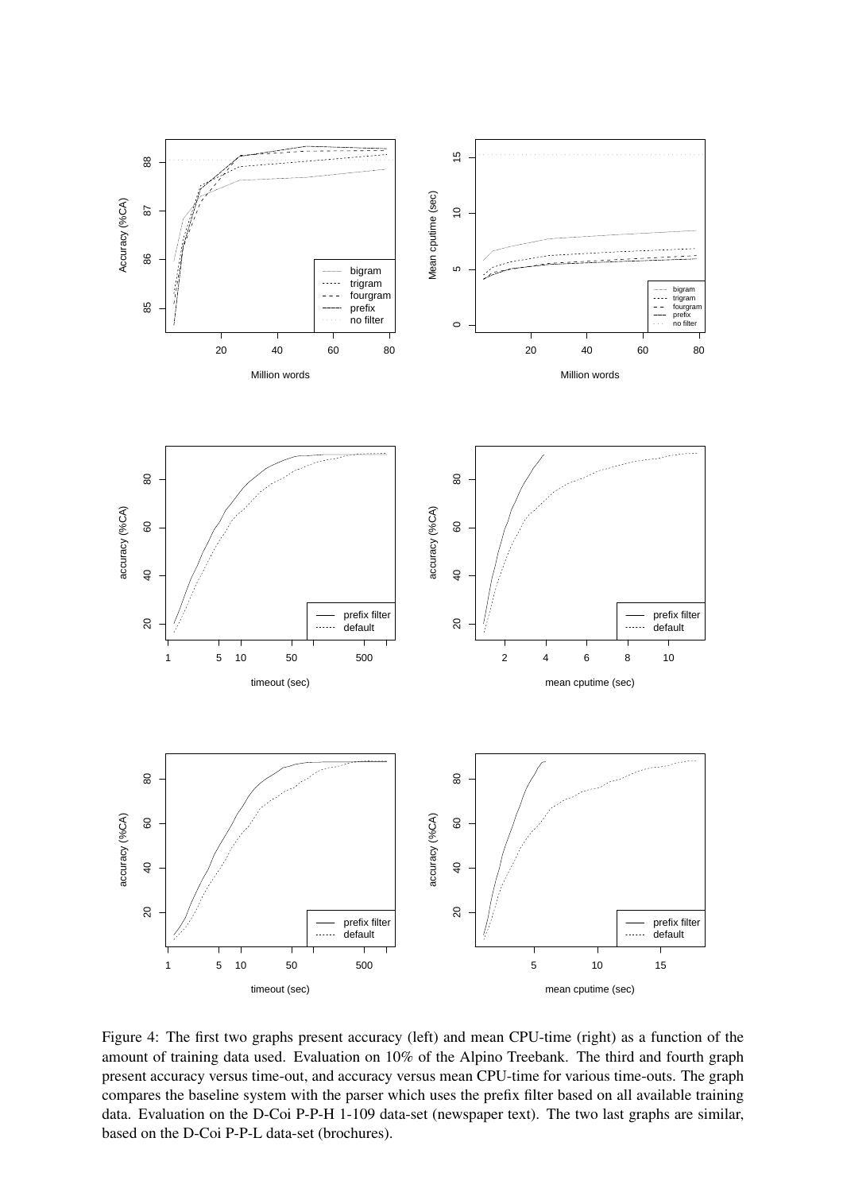Figure 4: The first two graphs present accuracy (left) and mean CPU-time (right) as a function of the amount of training data used. Evaluation on 10% of the Alpino Treebank. The third and fourth graph present accuracy versus time-out, and accuracy versus mean CPU-time for various time-outs. The graph compares the baseline system with the parser which uses the prefix filter based on all available training data. Evaluation on the D-Coi P-P-H 1-109 data-set (newspaper text). The two last graphs are similar, based on the D-Coi P-P-L data-set (brochures).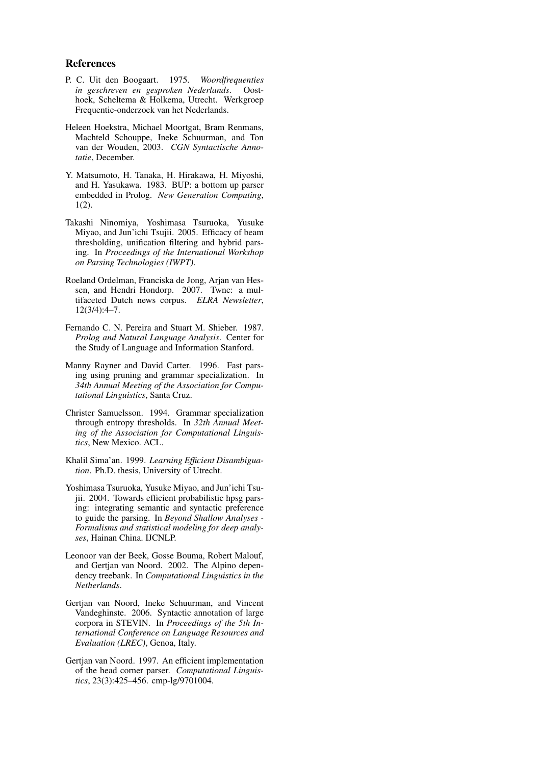## References

P. C. Uit den Boogaart. 1975. *Woordfrequenties in geschreven en gesproken Nederlands*. Oosthoek, Scheltema & Holkema, Utrecht. Werkgroep Frequentie-onderzoek van het Nederlands.

Heleen Hoekstra, Michael Moortgat, Bram Renmans, Machteld Schouppe, Ineke Schuurman, and Ton van der Wouden, 2003. *CGN Syntactische Annotatie*, December.

Y. Matsumoto, H. Tanaka, H. Hirakawa, H. Miyoshi, and H. Yasukawa. 1983. BUP: a bottom up parser embedded in Prolog. *New Generation Computing*, 1(2).

Takashi Ninomiya, Yoshimasa Tsuruoka, Yusuke Miyao, and Jun'ichi Tsujii. 2005. Efficacy of beam thresholding, unification filtering and hybrid parsing. In *Proceedings of the International Workshop on Parsing Technologies (IWPT)*.

Roeland Ordelman, Franciska de Jong, Arjan van Hessen, and Hendri Hondorp. 2007. Twnc: a multifaceted Dutch news corpus. *ELRA Newsletter*, 12(3/4):4–7.

Fernando C. N. Pereira and Stuart M. Shieber. 1987. *Prolog and Natural Language Analysis*. Center for the Study of Language and Information Stanford.

Manny Rayner and David Carter. 1996. Fast parsing using pruning and grammar specialization. In *34th Annual Meeting of the Association for Computational Linguistics*, Santa Cruz.

Christer Samuelsson. 1994. Grammar specialization through entropy thresholds. In *32th Annual Meeting of the Association for Computational Linguistics*, New Mexico. ACL.

Khalil Sima'an. 1999. *Learning Efficient Disambiguation*. Ph.D. thesis, University of Utrecht.

Yoshimasa Tsuruoka, Yusuke Miyao, and Jun'ichi Tsujii. 2004. Towards efficient probabilistic hpsg parsing: integrating semantic and syntactic preference to guide the parsing. In *Beyond Shallow Analyses - Formalisms and statistical modeling for deep analyses*, Hainan China. IJCNLP.

Leonoor van der Beek, Gosse Bouma, Robert Malouf, and Gertjan van Noord. 2002. The Alpino dependency treebank. In *Computational Linguistics in the Netherlands*.

Gertjan van Noord, Ineke Schuurman, and Vincent Vandeghinste. 2006. Syntactic annotation of large corpora in STEVIN. In *Proceedings of the 5th International Conference on Language Resources and Evaluation (LREC)*, Genoa, Italy.

Gertjan van Noord. 1997. An efficient implementation of the head corner parser. *Computational Linguistics*, 23(3):425–456. cmp-lg/9701004.